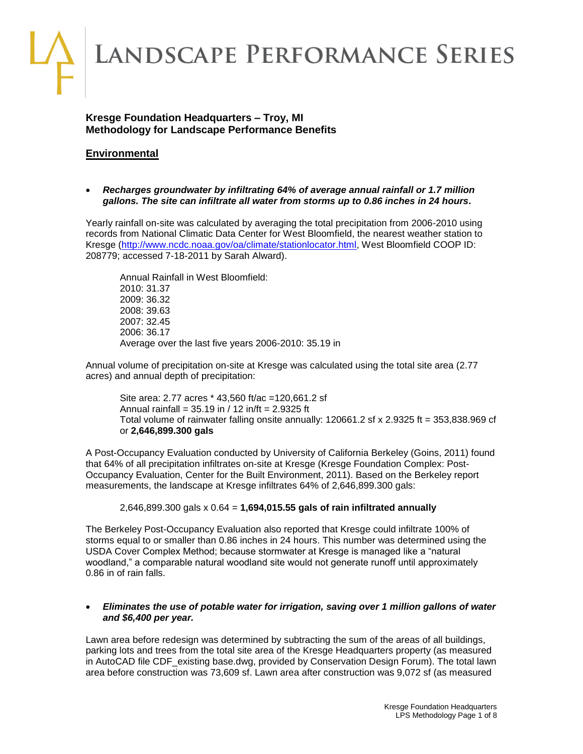# LANDSCAPE PERFORMANCE SERIES

**Kresge Foundation Headquarters – Troy, MI**
**Methodology for Landscape Performance Benefits**

## Environmental

- ***Recharges groundwater by infiltrating 64% of average annual rainfall or 1.7 million gallons. The site can infiltrate all water from storms up to 0.86 inches in 24 hours.***

Yearly rainfall on-site was calculated by averaging the total precipitation from 2006-2010 using records from National Climatic Data Center for West Bloomfield, the nearest weather station to Kresge (http://www.ncdc.noaa.gov/oa/climate/stationlocator.html, West Bloomfield COOP ID: 208779; accessed 7-18-2011 by Sarah Alward).

> Annual Rainfall in West Bloomfield:
> 2010: 31.37
> 2009: 36.32
> 2008: 39.63
> 2007: 32.45
> 2006: 36.17
> Average over the last five years 2006-2010: 35.19 in

Annual volume of precipitation on-site at Kresge was calculated using the total site area (2.77 acres) and annual depth of precipitation:

> Site area: 2.77 acres * 43,560 ft/ac =120,661.2 sf
> Annual rainfall = 35.19 in / 12 in/ft = 2.9325 ft
> Total volume of rainwater falling onsite annually: 120661.2 sf x 2.9325 ft = 353,838.969 cf or **2,646,899.300 gals**

A Post-Occupancy Evaluation conducted by University of California Berkeley (Goins, 2011) found that 64% of all precipitation infiltrates on-site at Kresge (Kresge Foundation Complex: Post-Occupancy Evaluation, Center for the Built Environment, 2011). Based on the Berkeley report measurements, the landscape at Kresge infiltrates 64% of 2,646,899.300 gals:

> 2,646,899.300 gals x 0.64 = **1,694,015.55 gals of rain infiltrated annually**

The Berkeley Post-Occupancy Evaluation also reported that Kresge could infiltrate 100% of storms equal to or smaller than 0.86 inches in 24 hours. This number was determined using the USDA Cover Complex Method; because stormwater at Kresge is managed like a "natural woodland," a comparable natural woodland site would not generate runoff until approximately 0.86 in of rain falls.

- ***Eliminates the use of potable water for irrigation, saving over 1 million gallons of water and $6,400 per year.***

Lawn area before redesign was determined by subtracting the sum of the areas of all buildings, parking lots and trees from the total site area of the Kresge Headquarters property (as measured in AutoCAD file CDF_existing base.dwg, provided by Conservation Design Forum). The total lawn area before construction was 73,609 sf. Lawn area after construction was 9,072 sf (as measured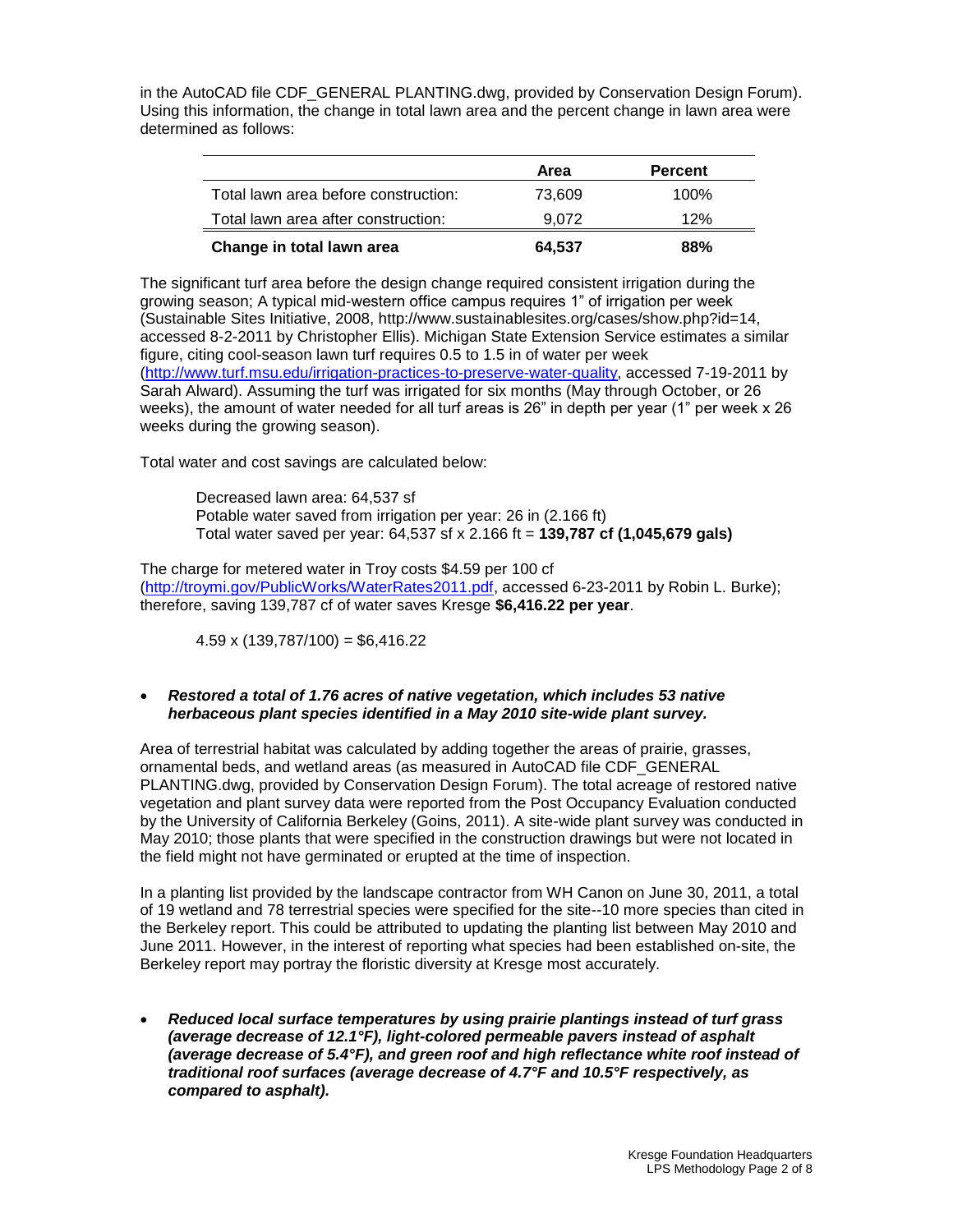in the AutoCAD file CDF_GENERAL PLANTING.dwg, provided by Conservation Design Forum). Using this information, the change in total lawn area and the percent change in lawn area were determined as follows:

| | Area | Percent |
|---|---|---|
| Total lawn area before construction: | 73,609 | 100% |
| Total lawn area after construction: | 9,072 | 12% |
| **Change in total lawn area** | **64,537** | **88%** |

The significant turf area before the design change required consistent irrigation during the growing season; A typical mid-western office campus requires 1" of irrigation per week (Sustainable Sites Initiative, 2008, http://www.sustainablesites.org/cases/show.php?id=14, accessed 8-2-2011 by Christopher Ellis). Michigan State Extension Service estimates a similar figure, citing cool-season lawn turf requires 0.5 to 1.5 in of water per week (http://www.turf.msu.edu/irrigation-practices-to-preserve-water-quality, accessed 7-19-2011 by Sarah Alward). Assuming the turf was irrigated for six months (May through October, or 26 weeks), the amount of water needed for all turf areas is 26" in depth per year (1" per week x 26 weeks during the growing season).

Total water and cost savings are calculated below:

Decreased lawn area: 64,537 sf
Potable water saved from irrigation per year: 26 in (2.166 ft)
Total water saved per year: 64,537 sf x 2.166 ft = **139,787 cf (1,045,679 gals)**

The charge for metered water in Troy costs $4.59 per 100 cf (http://troymi.gov/PublicWorks/WaterRates2011.pdf, accessed 6-23-2011 by Robin L. Burke); therefore, saving 139,787 cf of water saves Kresge **$6,416.22 per year**.

4.59 x (139,787/100) = $6,416.22

- ***Restored a total of 1.76 acres of native vegetation, which includes 53 native herbaceous plant species identified in a May 2010 site-wide plant survey.***

Area of terrestrial habitat was calculated by adding together the areas of prairie, grasses, ornamental beds, and wetland areas (as measured in AutoCAD file CDF_GENERAL PLANTING.dwg, provided by Conservation Design Forum). The total acreage of restored native vegetation and plant survey data were reported from the Post Occupancy Evaluation conducted by the University of California Berkeley (Goins, 2011). A site-wide plant survey was conducted in May 2010; those plants that were specified in the construction drawings but were not located in the field might not have germinated or erupted at the time of inspection.

In a planting list provided by the landscape contractor from WH Canon on June 30, 2011, a total of 19 wetland and 78 terrestrial species were specified for the site--10 more species than cited in the Berkeley report. This could be attributed to updating the planting list between May 2010 and June 2011. However, in the interest of reporting what species had been established on-site, the Berkeley report may portray the floristic diversity at Kresge most accurately.

- ***Reduced local surface temperatures by using prairie plantings instead of turf grass (average decrease of 12.1°F), light-colored permeable pavers instead of asphalt (average decrease of 5.4°F), and green roof and high reflectance white roof instead of traditional roof surfaces (average decrease of 4.7°F and 10.5°F respectively, as compared to asphalt).***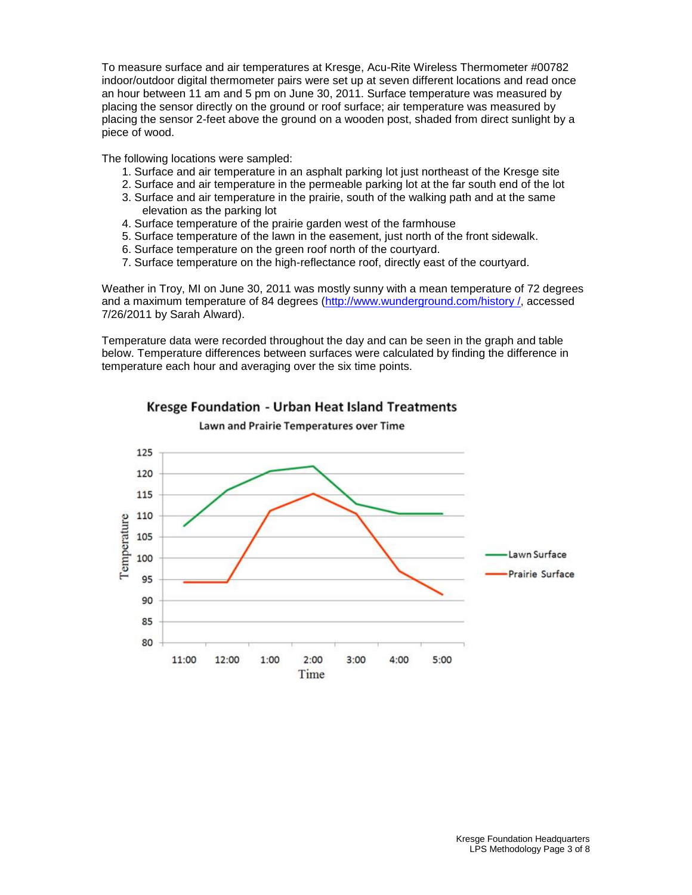To measure surface and air temperatures at Kresge, Acu-Rite Wireless Thermometer #00782 indoor/outdoor digital thermometer pairs were set up at seven different locations and read once an hour between 11 am and 5 pm on June 30, 2011. Surface temperature was measured by placing the sensor directly on the ground or roof surface; air temperature was measured by placing the sensor 2-feet above the ground on a wooden post, shaded from direct sunlight by a piece of wood.

The following locations were sampled:

1. Surface and air temperature in an asphalt parking lot just northeast of the Kresge site
2. Surface and air temperature in the permeable parking lot at the far south end of the lot
3. Surface and air temperature in the prairie, south of the walking path and at the same elevation as the parking lot
4. Surface temperature of the prairie garden west of the farmhouse
5. Surface temperature of the lawn in the easement, just north of the front sidewalk.
6. Surface temperature on the green roof north of the courtyard.
7. Surface temperature on the high-reflectance roof, directly east of the courtyard.

Weather in Troy, MI on June 30, 2011 was mostly sunny with a mean temperature of 72 degrees and a maximum temperature of 84 degrees (http://www.wunderground.com/history /, accessed 7/26/2011 by Sarah Alward).

Temperature data were recorded throughout the day and can be seen in the graph and table below. Temperature differences between surfaces were calculated by finding the difference in temperature each hour and averaging over the six time points.

**Kresge Foundation - Urban Heat Island Treatments**

Lawn and Prairie Temperatures over Time

(Chart: Temperature vs. Time, 11:00 to 5:00; series: Lawn Surface, Prairie Surface)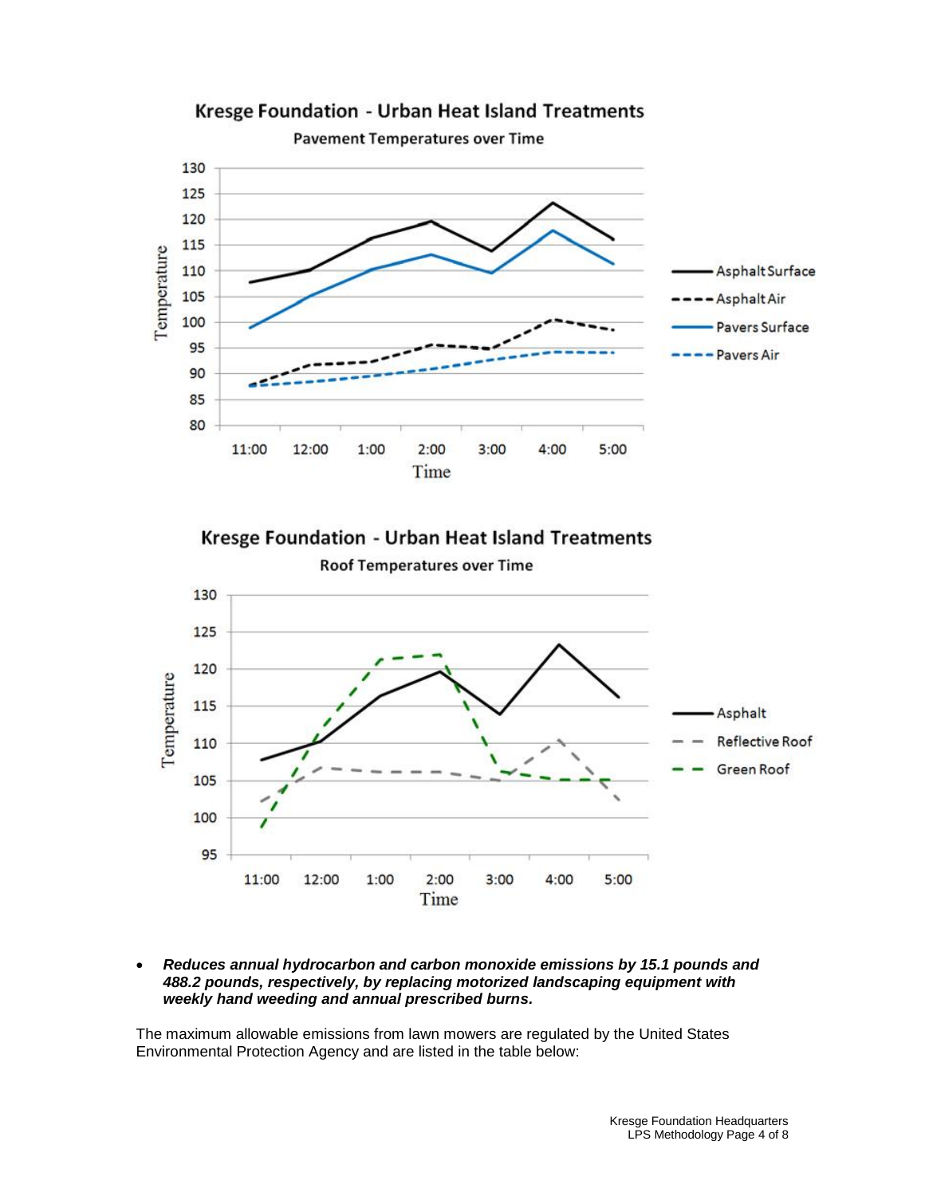Kresge Foundation - Urban Heat Island Treatments

Pavement Temperatures over Time

130
125
120
115
110
105
100
95
90
85
80

Temperature

11:00 12:00 1:00 2:00 3:00 4:00 5:00

Time

Asphalt Surface
Asphalt Air
Pavers Surface
Pavers Air

Kresge Foundation - Urban Heat Island Treatments

Roof Temperatures over Time

130
125
120
115
110
105
100
95

Temperature

11:00 12:00 1:00 2:00 3:00 4:00 5:00

Time

Asphalt
Reflective Roof
Green Roof

- ***Reduces annual hydrocarbon and carbon monoxide emissions by 15.1 pounds and 488.2 pounds, respectively, by replacing motorized landscaping equipment with weekly hand weeding and annual prescribed burns.***

The maximum allowable emissions from lawn mowers are regulated by the United States Environmental Protection Agency and are listed in the table below: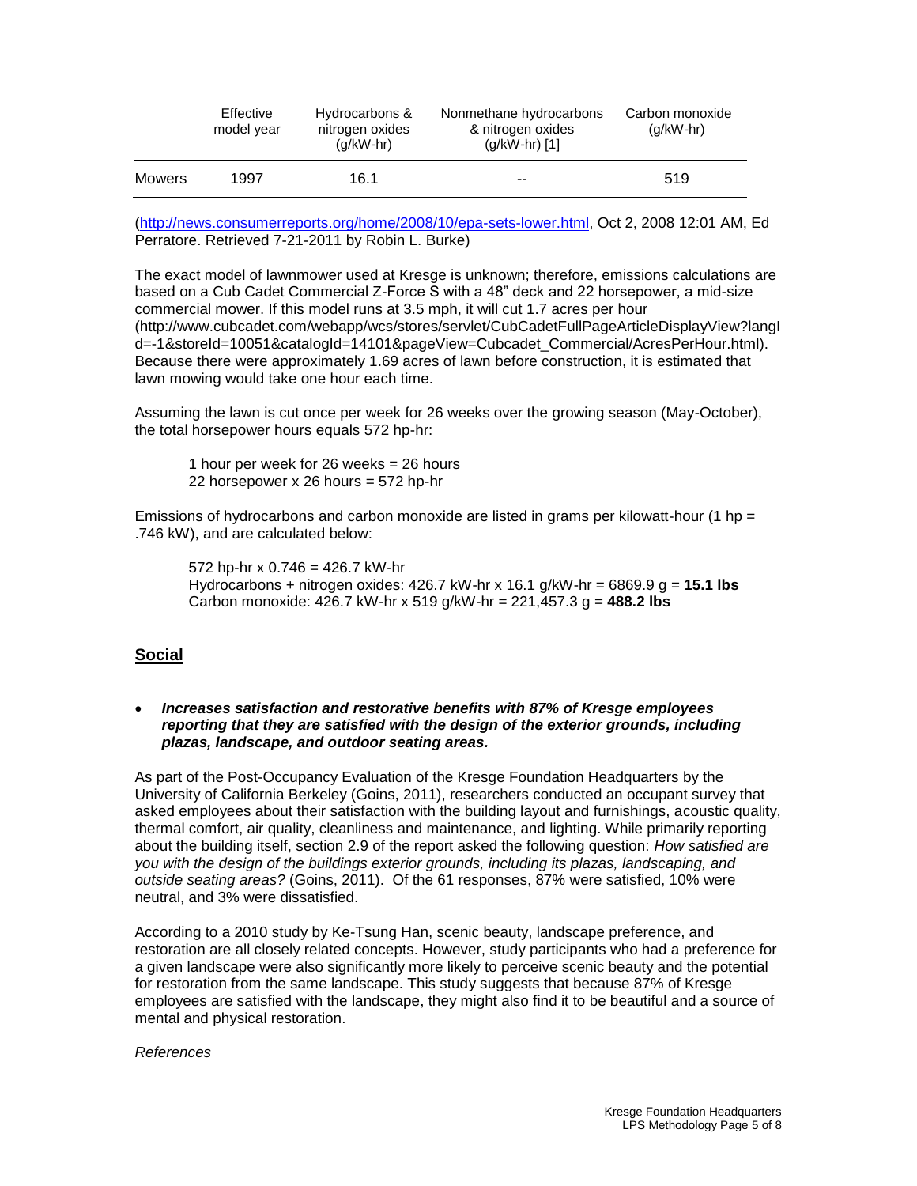| | Effective model year | Hydrocarbons & nitrogen oxides (g/kW-hr) | Nonmethane hydrocarbons & nitrogen oxides (g/kW-hr) [1] | Carbon monoxide (g/kW-hr) |
|---|---|---|---|---|
| Mowers | 1997 | 16.1 | -- | 519 |

(http://news.consumerreports.org/home/2008/10/epa-sets-lower.html, Oct 2, 2008 12:01 AM, Ed Perratore. Retrieved 7-21-2011 by Robin L. Burke)

The exact model of lawnmower used at Kresge is unknown; therefore, emissions calculations are based on a Cub Cadet Commercial Z-Force S with a 48" deck and 22 horsepower, a mid-size commercial mower. If this model runs at 3.5 mph, it will cut 1.7 acres per hour (http://www.cubcadet.com/webapp/wcs/stores/servlet/CubCadetFullPageArticleDisplayView?langId=-1&storeId=10051&catalogId=14101&pageView=Cubcadet_Commercial/AcresPerHour.html). Because there were approximately 1.69 acres of lawn before construction, it is estimated that lawn mowing would take one hour each time.

Assuming the lawn is cut once per week for 26 weeks over the growing season (May-October), the total horsepower hours equals 572 hp-hr:

> 1 hour per week for 26 weeks = 26 hours
> 22 horsepower x 26 hours = 572 hp-hr

Emissions of hydrocarbons and carbon monoxide are listed in grams per kilowatt-hour (1 hp = .746 kW), and are calculated below:

> 572 hp-hr x 0.746 = 426.7 kW-hr
> Hydrocarbons + nitrogen oxides: 426.7 kW-hr x 16.1 g/kW-hr = 6869.9 g = **15.1 lbs**
> Carbon monoxide: 426.7 kW-hr x 519 g/kW-hr = 221,457.3 g = **488.2 lbs**

## Social

- ***Increases satisfaction and restorative benefits with 87% of Kresge employees reporting that they are satisfied with the design of the exterior grounds, including plazas, landscape, and outdoor seating areas.***

As part of the Post-Occupancy Evaluation of the Kresge Foundation Headquarters by the University of California Berkeley (Goins, 2011), researchers conducted an occupant survey that asked employees about their satisfaction with the building layout and furnishings, acoustic quality, thermal comfort, air quality, cleanliness and maintenance, and lighting. While primarily reporting about the building itself, section 2.9 of the report asked the following question: *How satisfied are you with the design of the buildings exterior grounds, including its plazas, landscaping, and outside seating areas?* (Goins, 2011). Of the 61 responses, 87% were satisfied, 10% were neutral, and 3% were dissatisfied.

According to a 2010 study by Ke-Tsung Han, scenic beauty, landscape preference, and restoration are all closely related concepts. However, study participants who had a preference for a given landscape were also significantly more likely to perceive scenic beauty and the potential for restoration from the same landscape. This study suggests that because 87% of Kresge employees are satisfied with the landscape, they might also find it to be beautiful and a source of mental and physical restoration.

*References*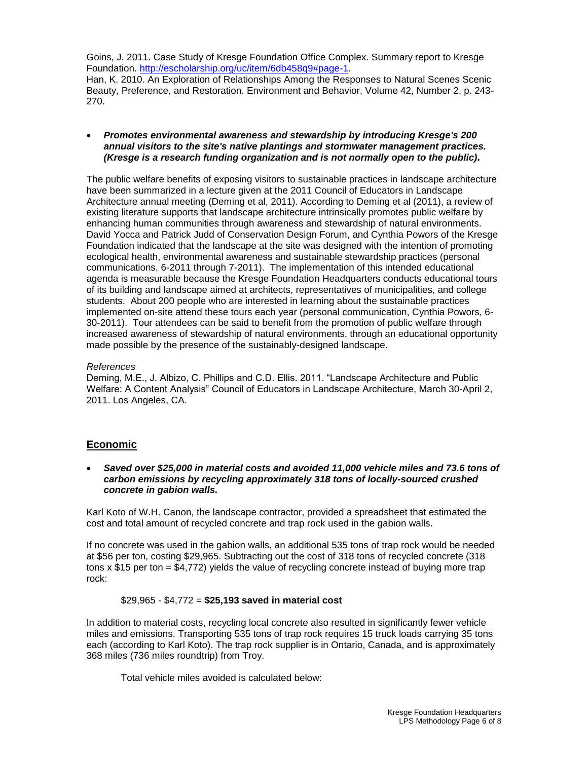Goins, J. 2011. Case Study of Kresge Foundation Office Complex. Summary report to Kresge Foundation. http://escholarship.org/uc/item/6db458q9#page-1.

Han, K. 2010. An Exploration of Relationships Among the Responses to Natural Scenes Scenic Beauty, Preference, and Restoration. Environment and Behavior, Volume 42, Number 2, p. 243-270.

- ***Promotes environmental awareness and stewardship by introducing Kresge's 200 annual visitors to the site's native plantings and stormwater management practices. (Kresge is a research funding organization and is not normally open to the public).***

The public welfare benefits of exposing visitors to sustainable practices in landscape architecture have been summarized in a lecture given at the 2011 Council of Educators in Landscape Architecture annual meeting (Deming et al, 2011). According to Deming et al (2011), a review of existing literature supports that landscape architecture intrinsically promotes public welfare by enhancing human communities through awareness and stewardship of natural environments. David Yocca and Patrick Judd of Conservation Design Forum, and Cynthia Powors of the Kresge Foundation indicated that the landscape at the site was designed with the intention of promoting ecological health, environmental awareness and sustainable stewardship practices (personal communications, 6-2011 through 7-2011). The implementation of this intended educational agenda is measurable because the Kresge Foundation Headquarters conducts educational tours of its building and landscape aimed at architects, representatives of municipalities, and college students. About 200 people who are interested in learning about the sustainable practices implemented on-site attend these tours each year (personal communication, Cynthia Powors, 6-30-2011). Tour attendees can be said to benefit from the promotion of public welfare through increased awareness of stewardship of natural environments, through an educational opportunity made possible by the presence of the sustainably-designed landscape.

*References*

Deming, M.E., J. Albizo, C. Phillips and C.D. Ellis. 2011. "Landscape Architecture and Public Welfare: A Content Analysis" Council of Educators in Landscape Architecture, March 30-April 2, 2011. Los Angeles, CA.

## Economic

- ***Saved over $25,000 in material costs and avoided 11,000 vehicle miles and 73.6 tons of carbon emissions by recycling approximately 318 tons of locally-sourced crushed concrete in gabion walls.***

Karl Koto of W.H. Canon, the landscape contractor, provided a spreadsheet that estimated the cost and total amount of recycled concrete and trap rock used in the gabion walls.

If no concrete was used in the gabion walls, an additional 535 tons of trap rock would be needed at $56 per ton, costing $29,965. Subtracting out the cost of 318 tons of recycled concrete (318 tons x $15 per ton = $4,772) yields the value of recycling concrete instead of buying more trap rock:

$29,965 - $4,772 = **$25,193 saved in material cost**

In addition to material costs, recycling local concrete also resulted in significantly fewer vehicle miles and emissions. Transporting 535 tons of trap rock requires 15 truck loads carrying 35 tons each (according to Karl Koto). The trap rock supplier is in Ontario, Canada, and is approximately 368 miles (736 miles roundtrip) from Troy.

Total vehicle miles avoided is calculated below: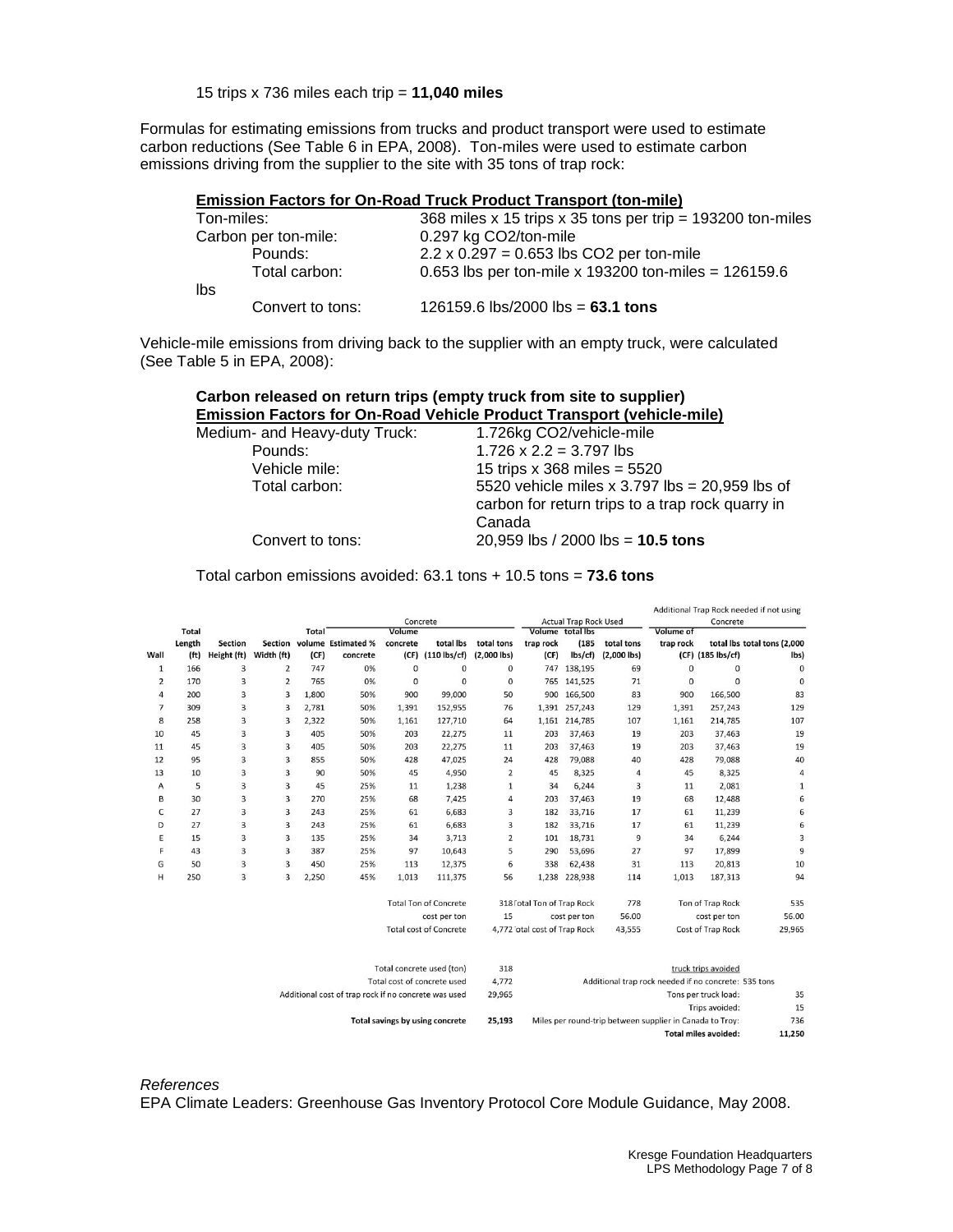15 trips x 736 miles each trip = **11,040 miles**

Formulas for estimating emissions from trucks and product transport were used to estimate carbon reductions (See Table 6 in EPA, 2008). Ton-miles were used to estimate carbon emissions driving from the supplier to the site with 35 tons of trap rock:

**<u>Emission Factors for On-Road Truck Product Transport (ton-mile)</u>**

| | |
|---|---|
| Ton-miles: | 368 miles x 15 trips x 35 tons per trip = 193200 ton-miles |
| Carbon per ton-mile: | 0.297 kg $CO_2$/ton-mile |
| Pounds: | 2.2 x 0.297 = 0.653 lbs $CO_2$ per ton-mile |
| Total carbon: | 0.653 lbs per ton-mile x 193200 ton-miles = 126159.6 lbs |
| Convert to tons: | 126159.6 lbs/2000 lbs = **63.1 tons** |

Vehicle-mile emissions from driving back to the supplier with an empty truck, were calculated (See Table 5 in EPA, 2008):

**Carbon released on return trips (empty truck from site to supplier)**
**<u>Emission Factors for On-Road Vehicle Product Transport (vehicle-mile)</u>**

| | |
|---|---|
| Medium- and Heavy-duty Truck: | 1.726kg $CO_2$/vehicle-mile |
| Pounds: | 1.726 x 2.2 = 3.797 lbs |
| Vehicle mile: | 15 trips x 368 miles = 5520 |
| Total carbon: | 5520 vehicle miles x 3.797 lbs = 20,959 lbs of carbon for return trips to a trap rock quarry in Canada |
| Convert to tons: | 20,959 lbs / 2000 lbs = **10.5 tons** |

Total carbon emissions avoided: 63.1 tons + 10.5 tons = **73.6 tons**

| | | | | | | Concrete | | | Actual Trap Rock Used | | | Additional Trap Rock needed if not using Concrete | | |
|---|---|---|---|---|---|---|---|---|---|---|---|---|---|---|
| Wall | Total Length (ft) | Section Height (ft) | Section Width (ft) | Total volume (CF) | Estimated % concrete | Volume concrete (CF) | total lbs (110 lbs/cf) | total tons (2,000 lbs) | Volume trap rock (CF) | total lbs (185 lbs/cf) | total tons (2,000 lbs) | Volume of trap rock (CF) | total lbs (185 lbs/cf) | total tons (2,000 lbs) |
| 1 | 166 | 3 | 2 | 747 | 0% | 0 | 0 | 0 | 747 | 138,195 | 69 | 0 | 0 | 0 |
| 2 | 170 | 3 | 2 | 765 | 0% | 0 | 0 | 0 | 765 | 141,525 | 71 | 0 | 0 | 0 |
| 4 | 200 | 3 | 3 | 1,800 | 50% | 900 | 99,000 | 50 | 900 | 166,500 | 83 | 900 | 166,500 | 83 |
| 7 | 309 | 3 | 3 | 2,781 | 50% | 1,391 | 152,955 | 76 | 1,391 | 257,243 | 129 | 1,391 | 257,243 | 129 |
| 8 | 258 | 3 | 3 | 2,322 | 50% | 1,161 | 127,710 | 64 | 1,161 | 214,785 | 107 | 1,161 | 214,785 | 107 |
| 10 | 45 | 3 | 3 | 405 | 50% | 203 | 22,275 | 11 | 203 | 37,463 | 19 | 203 | 37,463 | 19 |
| 11 | 45 | 3 | 3 | 405 | 50% | 203 | 22,275 | 11 | 203 | 37,463 | 19 | 203 | 37,463 | 19 |
| 12 | 95 | 3 | 3 | 855 | 50% | 428 | 47,025 | 24 | 428 | 79,088 | 40 | 428 | 79,088 | 40 |
| 13 | 10 | 3 | 3 | 90 | 50% | 45 | 4,950 | 2 | 45 | 8,325 | 4 | 45 | 8,325 | 4 |
| A | 5 | 3 | 3 | 45 | 25% | 11 | 1,238 | 1 | 34 | 6,244 | 3 | 11 | 2,081 | 1 |
| B | 30 | 3 | 3 | 270 | 25% | 68 | 7,425 | 4 | 203 | 37,463 | 19 | 68 | 12,488 | 6 |
| C | 27 | 3 | 3 | 243 | 25% | 61 | 6,683 | 3 | 182 | 33,716 | 17 | 61 | 11,239 | 6 |
| D | 27 | 3 | 3 | 243 | 25% | 61 | 6,683 | 3 | 182 | 33,716 | 17 | 61 | 11,239 | 6 |
| E | 15 | 3 | 3 | 135 | 25% | 34 | 3,713 | 2 | 101 | 18,731 | 9 | 34 | 6,244 | 3 |
| F | 43 | 3 | 3 | 387 | 25% | 97 | 10,643 | 5 | 290 | 53,696 | 27 | 97 | 17,899 | 9 |
| G | 50 | 3 | 3 | 450 | 25% | 113 | 12,375 | 6 | 338 | 62,438 | 31 | 113 | 20,813 | 10 |
| H | 250 | 3 | 3 | 2,250 | 45% | 1,013 | 111,375 | 56 | 1,238 | 228,938 | 114 | 1,013 | 187,313 | 94 |
| | | | | | | Total Ton of Concrete | | 318 | Total Ton of Trap Rock | | 778 | Ton of Trap Rock | | 535 |
| | | | | | | cost per ton | | 15 | cost per ton | | 56.00 | cost per ton | | 56.00 |
| | | | | | | Total cost of Concrete | | 4,772 | Total cost of Trap Rock | | 43,555 | Cost of Trap Rock | | 29,965 |

| | | | |
|---|---|---|---|
| Total concrete used (ton) | 318 | <u>truck trips avoided</u> | |
| Total cost of concrete used | 4,772 | Additional trap rock needed if no concrete: 535 tons | |
| Additional cost of trap rock if no concrete was used | 29,965 | Tons per truck load: | 35 |
| | | Trips avoided: | 15 |
| **Total savings by using concrete** | **25,193** | Miles per round-trip between supplier in Canada to Troy: | 736 |
| | | **Total miles avoided:** | **11,250** |

*References*

EPA Climate Leaders: Greenhouse Gas Inventory Protocol Core Module Guidance, May 2008.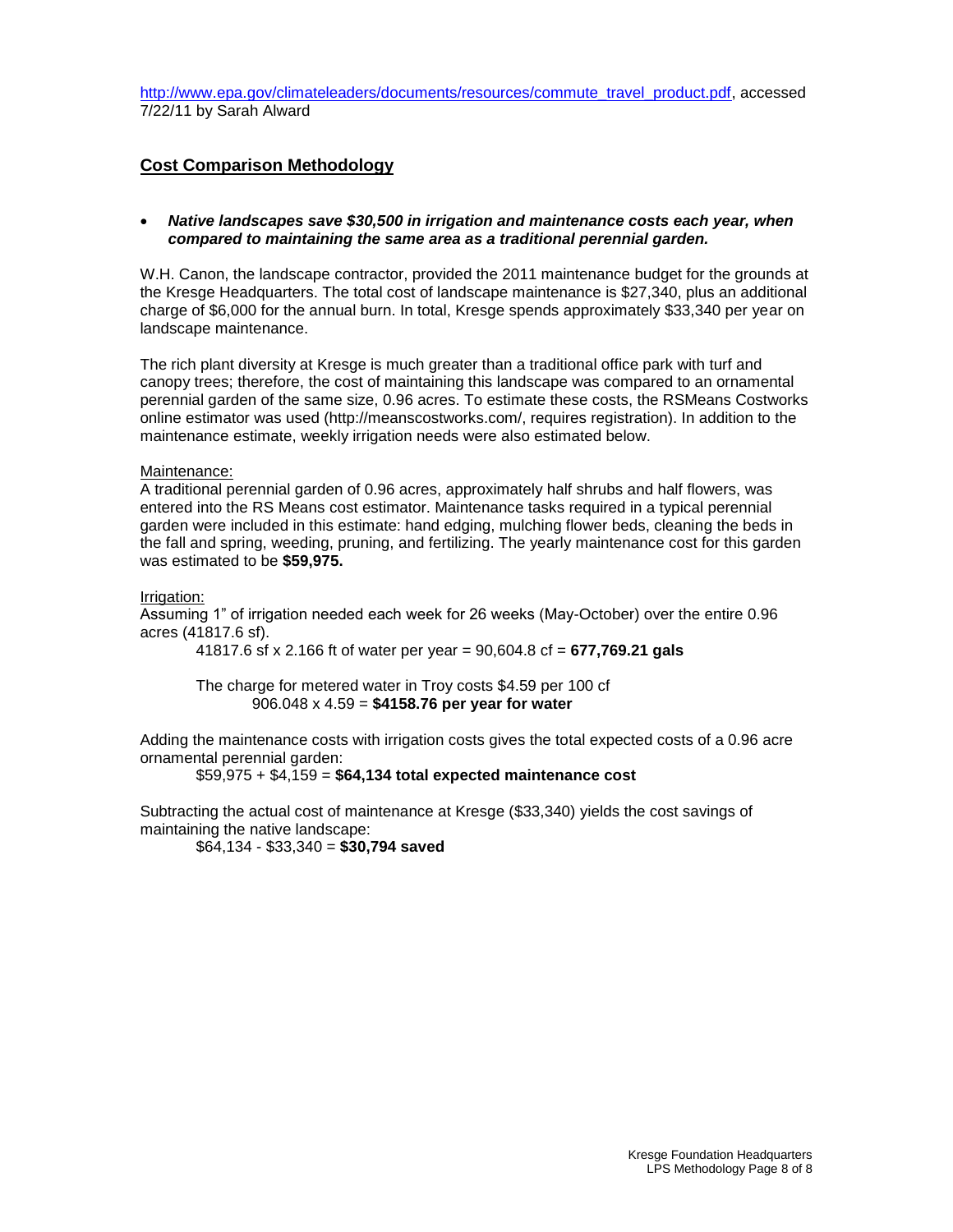http://www.epa.gov/climateleaders/documents/resources/commute_travel_product.pdf, accessed 7/22/11 by Sarah Alward

## Cost Comparison Methodology

- ***Native landscapes save $30,500 in irrigation and maintenance costs each year, when compared to maintaining the same area as a traditional perennial garden.***

W.H. Canon, the landscape contractor, provided the 2011 maintenance budget for the grounds at the Kresge Headquarters. The total cost of landscape maintenance is $27,340, plus an additional charge of $6,000 for the annual burn. In total, Kresge spends approximately $33,340 per year on landscape maintenance.

The rich plant diversity at Kresge is much greater than a traditional office park with turf and canopy trees; therefore, the cost of maintaining this landscape was compared to an ornamental perennial garden of the same size, 0.96 acres. To estimate these costs, the RSMeans Costworks online estimator was used (http://meanscostworks.com/, requires registration). In addition to the maintenance estimate, weekly irrigation needs were also estimated below.

Maintenance:
A traditional perennial garden of 0.96 acres, approximately half shrubs and half flowers, was entered into the RS Means cost estimator. Maintenance tasks required in a typical perennial garden were included in this estimate: hand edging, mulching flower beds, cleaning the beds in the fall and spring, weeding, pruning, and fertilizing. The yearly maintenance cost for this garden was estimated to be **$59,975.**

Irrigation:
Assuming 1" of irrigation needed each week for 26 weeks (May-October) over the entire 0.96 acres (41817.6 sf).

41817.6 sf x 2.166 ft of water per year = 90,604.8 cf = **677,769.21 gals**

The charge for metered water in Troy costs $4.59 per 100 cf

906.048 x 4.59 = **$4158.76 per year for water**

Adding the maintenance costs with irrigation costs gives the total expected costs of a 0.96 acre ornamental perennial garden:

$59,975 + $4,159 = **$64,134 total expected maintenance cost**

Subtracting the actual cost of maintenance at Kresge ($33,340) yields the cost savings of maintaining the native landscape:

$64,134 - $33,340 = **$30,794 saved**